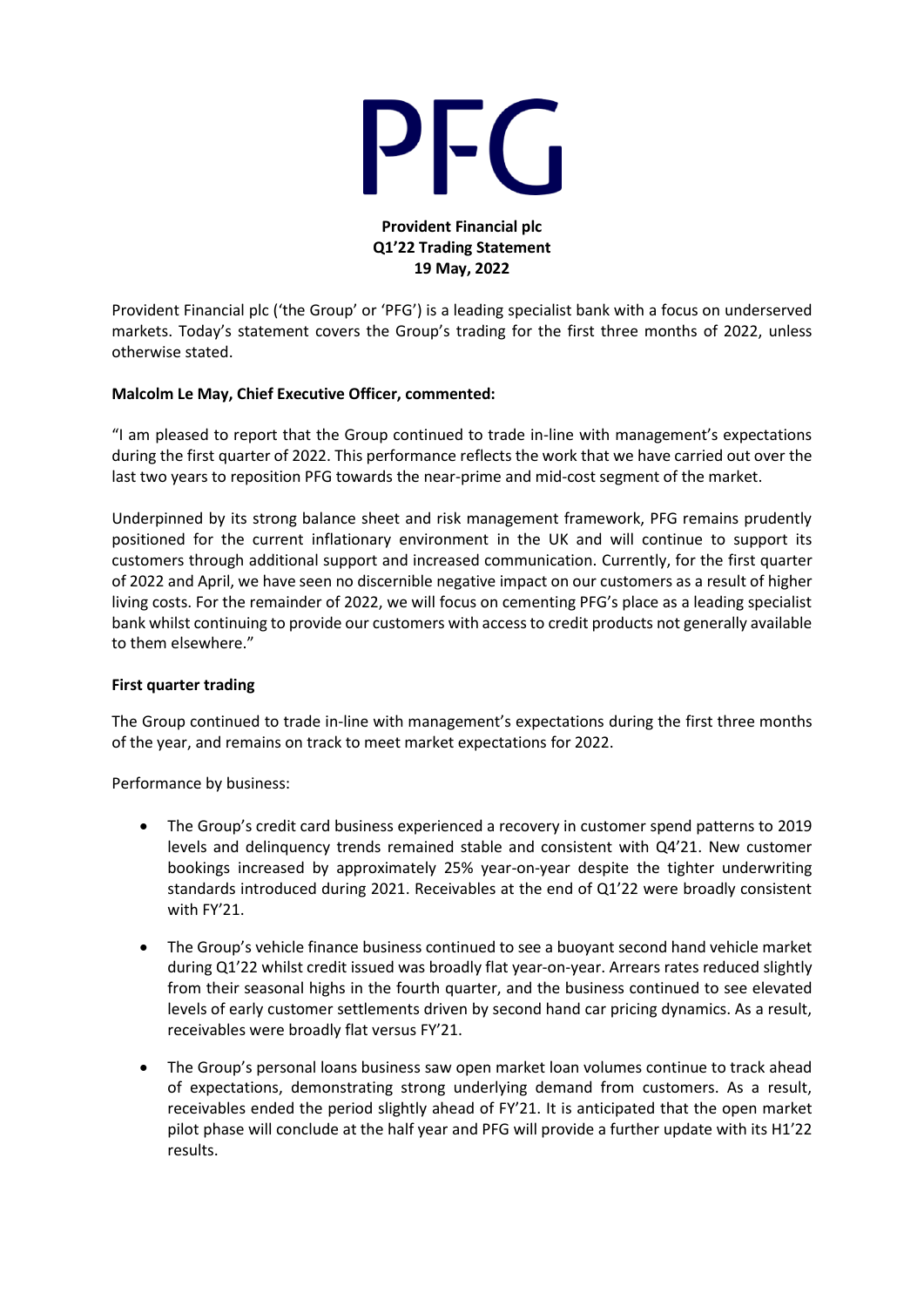# PFG

**Provident Financial plc**
**Q1'22 Trading Statement**
**19 May, 2022**

Provident Financial plc ('the Group' or 'PFG') is a leading specialist bank with a focus on underserved markets. Today's statement covers the Group's trading for the first three months of 2022, unless otherwise stated.

**Malcolm Le May, Chief Executive Officer, commented:**

"I am pleased to report that the Group continued to trade in-line with management's expectations during the first quarter of 2022. This performance reflects the work that we have carried out over the last two years to reposition PFG towards the near-prime and mid-cost segment of the market.

Underpinned by its strong balance sheet and risk management framework, PFG remains prudently positioned for the current inflationary environment in the UK and will continue to support its customers through additional support and increased communication. Currently, for the first quarter of 2022 and April, we have seen no discernible negative impact on our customers as a result of higher living costs. For the remainder of 2022, we will focus on cementing PFG's place as a leading specialist bank whilst continuing to provide our customers with access to credit products not generally available to them elsewhere."

**First quarter trading**

The Group continued to trade in-line with management's expectations during the first three months of the year, and remains on track to meet market expectations for 2022.

Performance by business:

- The Group's credit card business experienced a recovery in customer spend patterns to 2019 levels and delinquency trends remained stable and consistent with Q4'21. New customer bookings increased by approximately 25% year-on-year despite the tighter underwriting standards introduced during 2021. Receivables at the end of Q1'22 were broadly consistent with FY'21.
- The Group's vehicle finance business continued to see a buoyant second hand vehicle market during Q1'22 whilst credit issued was broadly flat year-on-year. Arrears rates reduced slightly from their seasonal highs in the fourth quarter, and the business continued to see elevated levels of early customer settlements driven by second hand car pricing dynamics. As a result, receivables were broadly flat versus FY'21.
- The Group's personal loans business saw open market loan volumes continue to track ahead of expectations, demonstrating strong underlying demand from customers. As a result, receivables ended the period slightly ahead of FY'21. It is anticipated that the open market pilot phase will conclude at the half year and PFG will provide a further update with its H1'22 results.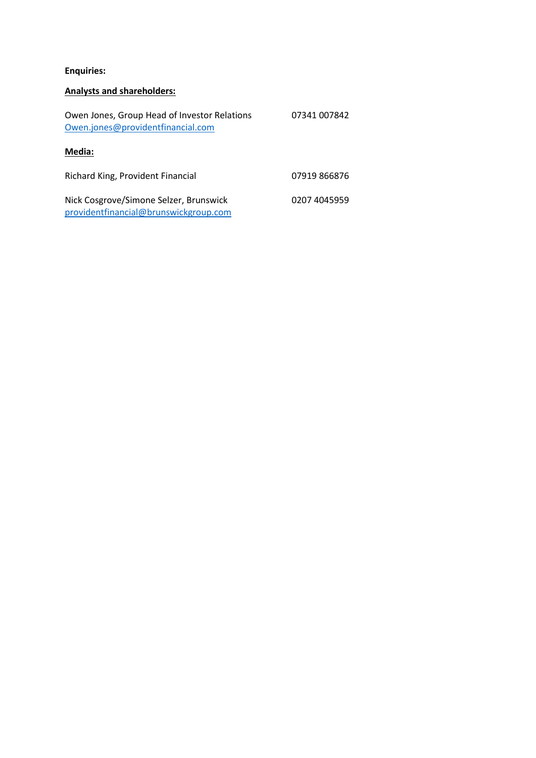**Enquiries:**

**Analysts and shareholders:**

| | |
|---|---|
| Owen Jones, Group Head of Investor Relations<br>Owen.jones@providentfinancial.com | 07341 007842 |

**Media:**

| | |
|---|---|
| Richard King, Provident Financial | 07919 866876 |
| Nick Cosgrove/Simone Selzer, Brunswick<br>providentfinancial@brunswickgroup.com | 0207 4045959 |